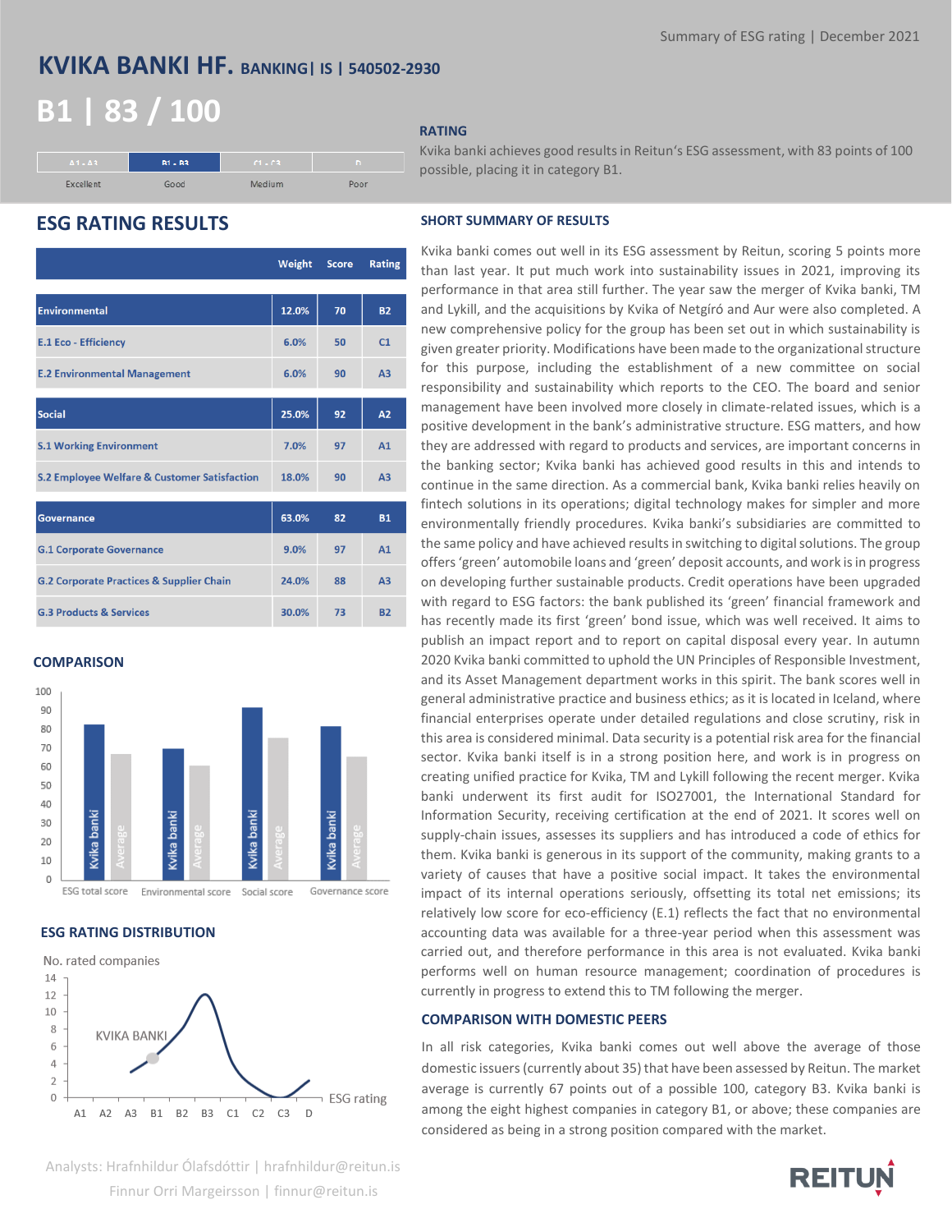Summary of ESG rating | December 2021

# KVIKA BANKI HF. BANKING| IS | 540502-2930

## B1 | 83 / 100

| A1 - A3 | B1 - B3 | C1 - C3 | D |
|---|---|---|---|
| Excellent | Good | Medium | Poor |

### RATING

Kvika banki achieves good results in Reitun's ESG assessment, with 83 points of 100 possible, placing it in category B1.

## ESG RATING RESULTS

| | Weight | Score | Rating |
|---|---|---|---|
| **Environmental** | 12.0% | 70 | B2 |
| E.1 Eco - Efficiency | 6.0% | 50 | C1 |
| E.2 Environmental Management | 6.0% | 90 | A3 |
| **Social** | 25.0% | 92 | A2 |
| S.1 Working Environment | 7.0% | 97 | A1 |
| S.2 Employee Welfare & Customer Satisfaction | 18.0% | 90 | A3 |
| **Governance** | 63.0% | 82 | B1 |
| G.1 Corporate Governance | 9.0% | 97 | A1 |
| G.2 Corporate Practices & Supplier Chain | 24.0% | 88 | A3 |
| G.3 Products & Services | 30.0% | 73 | B2 |

### COMPARISON

| | Kvika banki | Average |
|---|---|---|
| ESG total score | 83 | 67 |
| Environmental score | 70 | 61 |
| Social score | 92 | 76 |
| Governance score | 82 | 66 |

### ESG RATING DISTRIBUTION

No. rated companies (y-axis 0–14) by ESG rating (A1, A2, A3, B1, B2, B3, C1, C2, C3, D); KVIKA BANKI marked at B1.

### SHORT SUMMARY OF RESULTS

Kvika banki comes out well in its ESG assessment by Reitun, scoring 5 points more than last year. It put much work into sustainability issues in 2021, improving its performance in that area still further. The year saw the merger of Kvika banki, TM and Lykill, and the acquisitions by Kvika of Netgíró and Aur were also completed. A new comprehensive policy for the group has been set out in which sustainability is given greater priority. Modifications have been made to the organizational structure for this purpose, including the establishment of a new committee on social responsibility and sustainability which reports to the CEO. The board and senior management have been involved more closely in climate-related issues, which is a positive development in the bank's administrative structure. ESG matters, and how they are addressed with regard to products and services, are important concerns in the banking sector; Kvika banki has achieved good results in this and intends to continue in the same direction. As a commercial bank, Kvika banki relies heavily on fintech solutions in its operations; digital technology makes for simpler and more environmentally friendly procedures. Kvika banki's subsidiaries are committed to the same policy and have achieved results in switching to digital solutions. The group offers 'green' automobile loans and 'green' deposit accounts, and work is in progress on developing further sustainable products. Credit operations have been upgraded with regard to ESG factors: the bank published its 'green' financial framework and has recently made its first 'green' bond issue, which was well received. It aims to publish an impact report and to report on capital disposal every year. In autumn 2020 Kvika banki committed to uphold the UN Principles of Responsible Investment, and its Asset Management department works in this spirit. The bank scores well in general administrative practice and business ethics; as it is located in Iceland, where financial enterprises operate under detailed regulations and close scrutiny, risk in this area is considered minimal. Data security is a potential risk area for the financial sector. Kvika banki itself is in a strong position here, and work is in progress on creating unified practice for Kvika, TM and Lykill following the recent merger. Kvika banki underwent its first audit for ISO27001, the International Standard for Information Security, receiving certification at the end of 2021. It scores well on supply-chain issues, assesses its suppliers and has introduced a code of ethics for them. Kvika banki is generous in its support of the community, making grants to a variety of causes that have a positive social impact. It takes the environmental impact of its internal operations seriously, offsetting its total net emissions; its relatively low score for eco-efficiency (E.1) reflects the fact that no environmental accounting data was available for a three-year period when this assessment was carried out, and therefore performance in this area is not evaluated. Kvika banki performs well on human resource management; coordination of procedures is currently in progress to extend this to TM following the merger.

### COMPARISON WITH DOMESTIC PEERS

In all risk categories, Kvika banki comes out well above the average of those domestic issuers (currently about 35) that have been assessed by Reitun. The market average is currently 67 points out of a possible 100, category B3. Kvika banki is among the eight highest companies in category B1, or above; these companies are considered as being in a strong position compared with the market.

Analysts: Hrafnhildur Ólafsdóttir | hrafnhildur@reitun.is
Finnur Orri Margeirsson | finnur@reitun.is

REITUN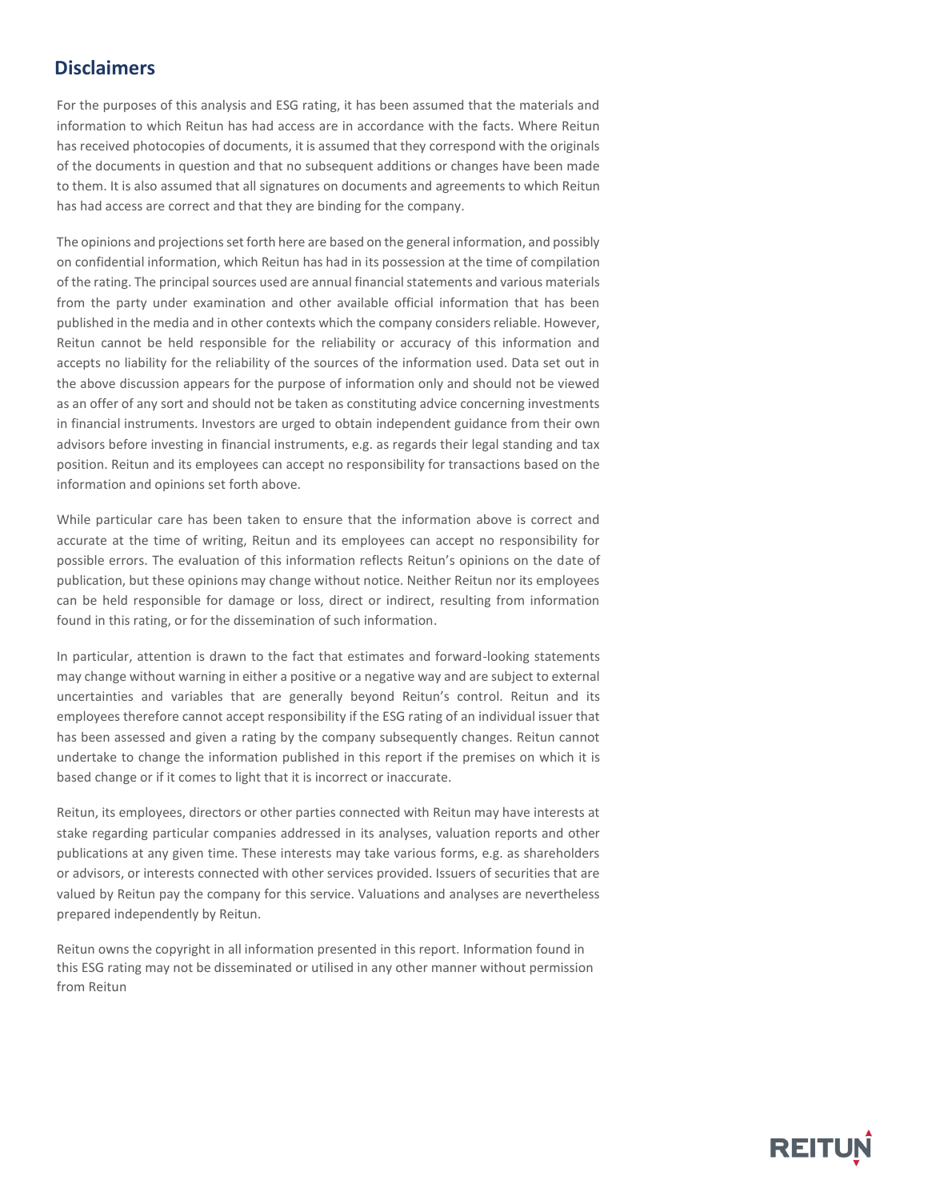## Disclaimers

For the purposes of this analysis and ESG rating, it has been assumed that the materials and information to which Reitun has had access are in accordance with the facts. Where Reitun has received photocopies of documents, it is assumed that they correspond with the originals of the documents in question and that no subsequent additions or changes have been made to them. It is also assumed that all signatures on documents and agreements to which Reitun has had access are correct and that they are binding for the company.

The opinions and projections set forth here are based on the general information, and possibly on confidential information, which Reitun has had in its possession at the time of compilation of the rating. The principal sources used are annual financial statements and various materials from the party under examination and other available official information that has been published in the media and in other contexts which the company considers reliable. However, Reitun cannot be held responsible for the reliability or accuracy of this information and accepts no liability for the reliability of the sources of the information used. Data set out in the above discussion appears for the purpose of information only and should not be viewed as an offer of any sort and should not be taken as constituting advice concerning investments in financial instruments. Investors are urged to obtain independent guidance from their own advisors before investing in financial instruments, e.g. as regards their legal standing and tax position. Reitun and its employees can accept no responsibility for transactions based on the information and opinions set forth above.

While particular care has been taken to ensure that the information above is correct and accurate at the time of writing, Reitun and its employees can accept no responsibility for possible errors. The evaluation of this information reflects Reitun's opinions on the date of publication, but these opinions may change without notice. Neither Reitun nor its employees can be held responsible for damage or loss, direct or indirect, resulting from information found in this rating, or for the dissemination of such information.

In particular, attention is drawn to the fact that estimates and forward-looking statements may change without warning in either a positive or a negative way and are subject to external uncertainties and variables that are generally beyond Reitun's control. Reitun and its employees therefore cannot accept responsibility if the ESG rating of an individual issuer that has been assessed and given a rating by the company subsequently changes. Reitun cannot undertake to change the information published in this report if the premises on which it is based change or if it comes to light that it is incorrect or inaccurate.

Reitun, its employees, directors or other parties connected with Reitun may have interests at stake regarding particular companies addressed in its analyses, valuation reports and other publications at any given time. These interests may take various forms, e.g. as shareholders or advisors, or interests connected with other services provided. Issuers of securities that are valued by Reitun pay the company for this service. Valuations and analyses are nevertheless prepared independently by Reitun.

Reitun owns the copyright in all information presented in this report. Information found in this ESG rating may not be disseminated or utilised in any other manner without permission from Reitun